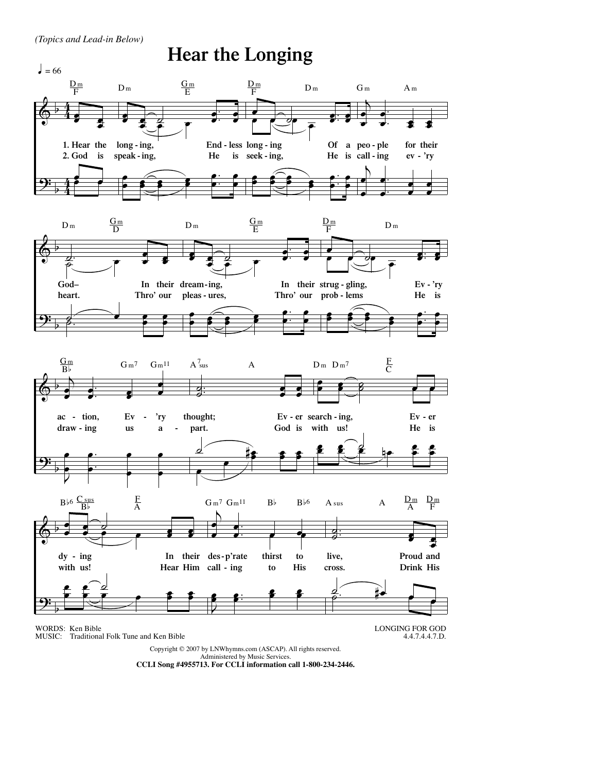*(Topics and Lead-in Below)*

# Hear the Longing

♩ = 66

1. Hear the long - ing, End - less long - ing Of a peo - ple for their God– In their dream - ing, In their strug - gling, Ev - 'ry ac - tion, Ev - 'ry thought; Ev - er search - ing, Ev - er dy - ing In their des - p'rate thirst to live, Proud and

2. God is speak - ing, He is seek - ing, He is call - ing ev - 'ry heart. Thro' our pleas - ures, Thro' our prob - lems He is draw - ing us a - part. God is with us! He is with us! Hear Him call - ing to His cross. Drink His

WORDS: Ken Bible
MUSIC: Traditional Folk Tune and Ken Bible

LONGING FOR GOD
4.4.7.4.4.7.D.

Copyright © 2007 by LNWhymns.com (ASCAP). All rights reserved.
Administered by Music Services.
**CCLI Song #4955713. For CCLI information call 1-800-234-2446.**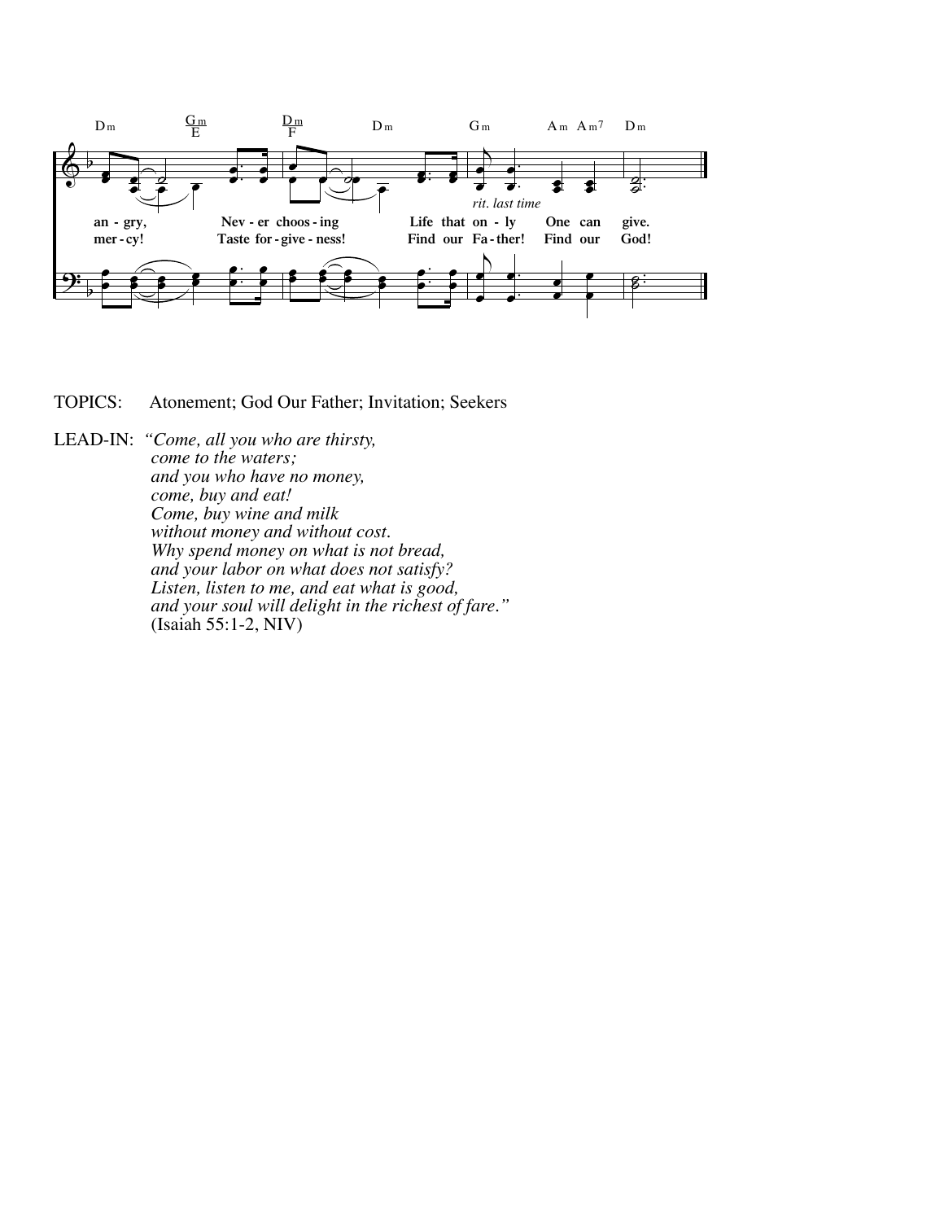Dm | Gm/E | Dm/F | Dm | Gm | Am Am7 | Dm

an - gry, Nev - er choos - ing Life that on - ly One can give.

mer - cy! Taste for - give - ness! Find our Fa - ther! Find our God!

*rit. last time*

TOPICS: Atonement; God Our Father; Invitation; Seekers

LEAD-IN: *"Come, all you who are thirsty,*
*come to the waters;*
*and you who have no money,*
*come, buy and eat!*
*Come, buy wine and milk*
*without money and without cost.*
*Why spend money on what is not bread,*
*and your labor on what does not satisfy?*
*Listen, listen to me, and eat what is good,*
*and your soul will delight in the richest of fare."*
(Isaiah 55:1-2, NIV)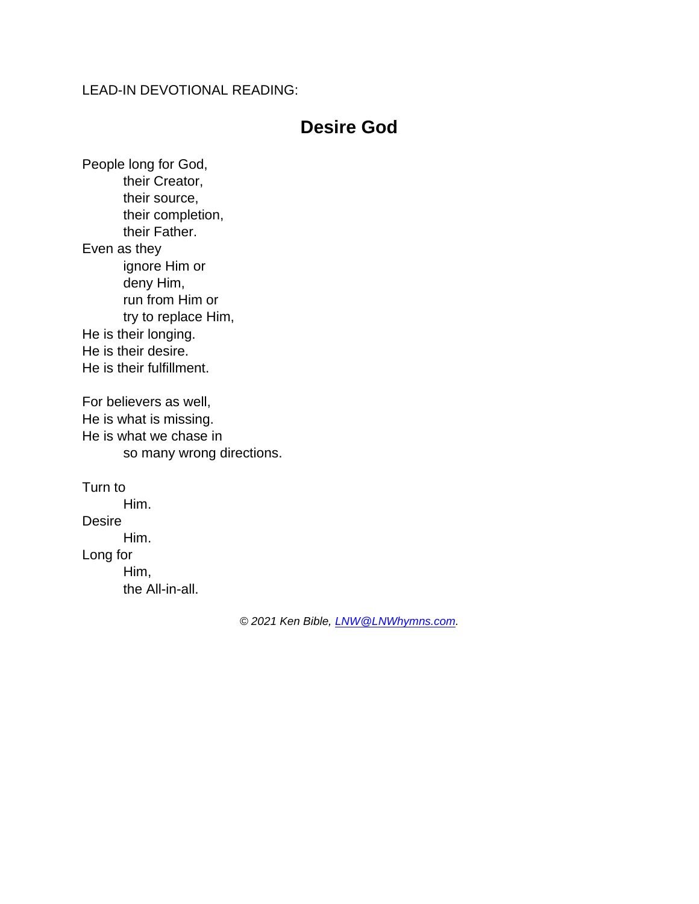LEAD-IN DEVOTIONAL READING:

## Desire God

People long for God,
&nbsp;&nbsp;&nbsp;&nbsp;&nbsp;&nbsp;&nbsp;&nbsp;their Creator,
&nbsp;&nbsp;&nbsp;&nbsp;&nbsp;&nbsp;&nbsp;&nbsp;their source,
&nbsp;&nbsp;&nbsp;&nbsp;&nbsp;&nbsp;&nbsp;&nbsp;their completion,
&nbsp;&nbsp;&nbsp;&nbsp;&nbsp;&nbsp;&nbsp;&nbsp;their Father.
Even as they
&nbsp;&nbsp;&nbsp;&nbsp;&nbsp;&nbsp;&nbsp;&nbsp;ignore Him or
&nbsp;&nbsp;&nbsp;&nbsp;&nbsp;&nbsp;&nbsp;&nbsp;deny Him,
&nbsp;&nbsp;&nbsp;&nbsp;&nbsp;&nbsp;&nbsp;&nbsp;run from Him or
&nbsp;&nbsp;&nbsp;&nbsp;&nbsp;&nbsp;&nbsp;&nbsp;try to replace Him,
He is their longing.
He is their desire.
He is their fulfillment.

For believers as well,
He is what is missing.
He is what we chase in
&nbsp;&nbsp;&nbsp;&nbsp;&nbsp;&nbsp;&nbsp;&nbsp;so many wrong directions.

Turn to
&nbsp;&nbsp;&nbsp;&nbsp;&nbsp;&nbsp;&nbsp;&nbsp;Him.
Desire
&nbsp;&nbsp;&nbsp;&nbsp;&nbsp;&nbsp;&nbsp;&nbsp;Him.
Long for
&nbsp;&nbsp;&nbsp;&nbsp;&nbsp;&nbsp;&nbsp;&nbsp;Him,
&nbsp;&nbsp;&nbsp;&nbsp;&nbsp;&nbsp;&nbsp;&nbsp;the All-in-all.

*© 2021 Ken Bible, LNW@LNWhymns.com.*